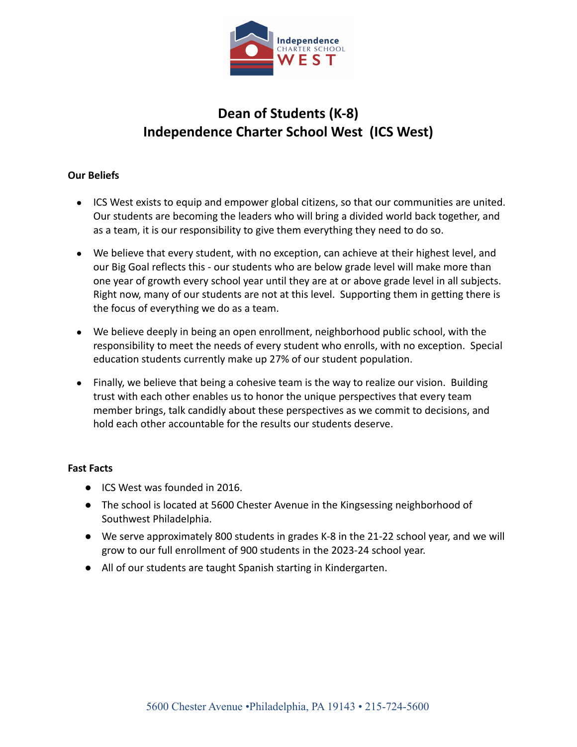# Dean of Students (K-8)
# Independence Charter School West (ICS West)

**Our Beliefs**

- ICS West exists to equip and empower global citizens, so that our communities are united. Our students are becoming the leaders who will bring a divided world back together, and as a team, it is our responsibility to give them everything they need to do so.
- We believe that every student, with no exception, can achieve at their highest level, and our Big Goal reflects this - our students who are below grade level will make more than one year of growth every school year until they are at or above grade level in all subjects. Right now, many of our students are not at this level. Supporting them in getting there is the focus of everything we do as a team.
- We believe deeply in being an open enrollment, neighborhood public school, with the responsibility to meet the needs of every student who enrolls, with no exception. Special education students currently make up 27% of our student population.
- Finally, we believe that being a cohesive team is the way to realize our vision. Building trust with each other enables us to honor the unique perspectives that every team member brings, talk candidly about these perspectives as we commit to decisions, and hold each other accountable for the results our students deserve.

**Fast Facts**

- ICS West was founded in 2016.
- The school is located at 5600 Chester Avenue in the Kingsessing neighborhood of Southwest Philadelphia.
- We serve approximately 800 students in grades K-8 in the 21-22 school year, and we will grow to our full enrollment of 900 students in the 2023-24 school year.
- All of our students are taught Spanish starting in Kindergarten.

5600 Chester Avenue •Philadelphia, PA 19143 • 215-724-5600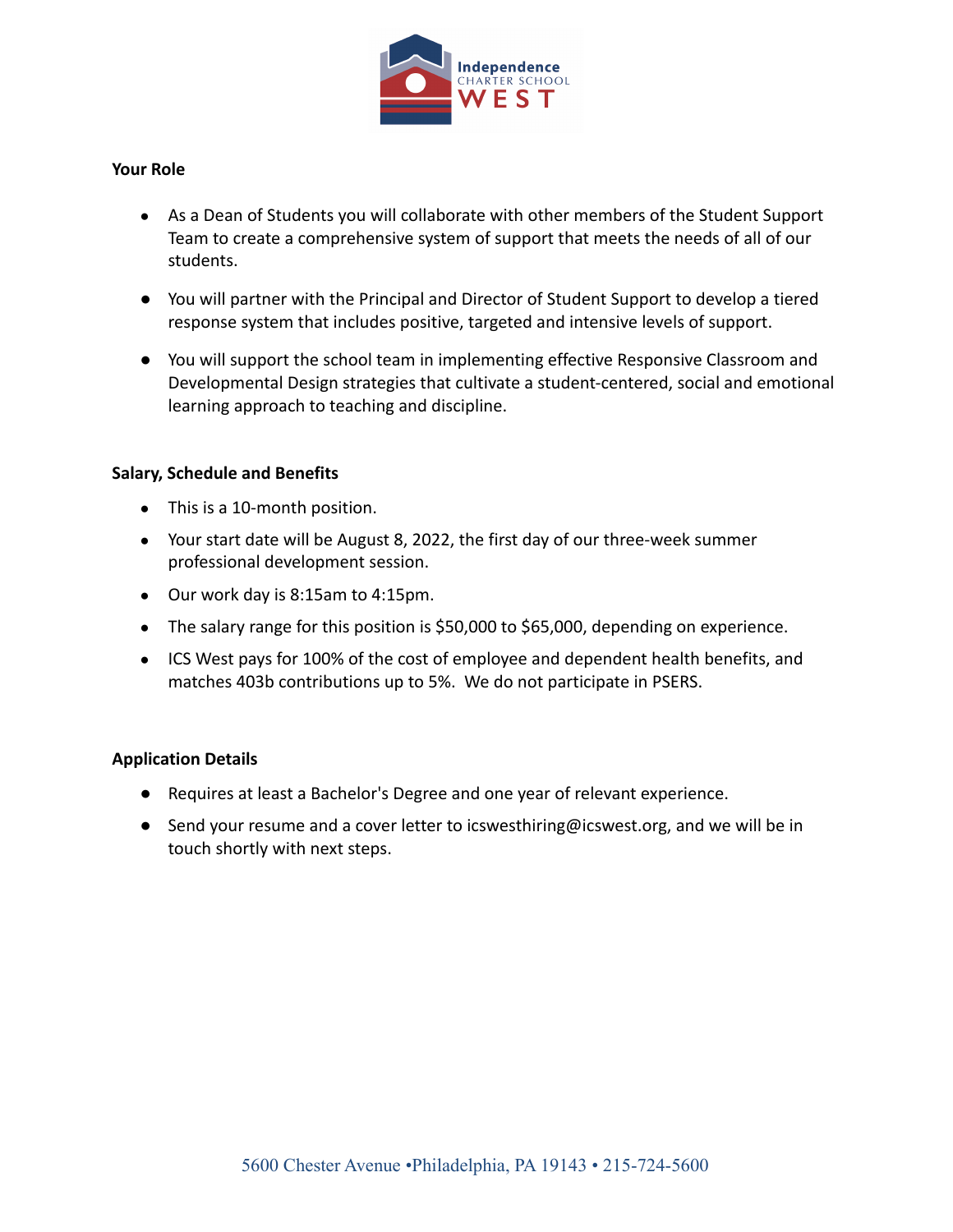**Your Role**

- As a Dean of Students you will collaborate with other members of the Student Support Team to create a comprehensive system of support that meets the needs of all of our students.
- You will partner with the Principal and Director of Student Support to develop a tiered response system that includes positive, targeted and intensive levels of support.
- You will support the school team in implementing effective Responsive Classroom and Developmental Design strategies that cultivate a student-centered, social and emotional learning approach to teaching and discipline.

**Salary, Schedule and Benefits**

- This is a 10-month position.
- Your start date will be August 8, 2022, the first day of our three-week summer professional development session.
- Our work day is 8:15am to 4:15pm.
- The salary range for this position is $50,000 to $65,000, depending on experience.
- ICS West pays for 100% of the cost of employee and dependent health benefits, and matches 403b contributions up to 5%. We do not participate in PSERS.

**Application Details**

- Requires at least a Bachelor's Degree and one year of relevant experience.
- Send your resume and a cover letter to icswesthiring@icswest.org, and we will be in touch shortly with next steps.

5600 Chester Avenue •Philadelphia, PA 19143 • 215-724-5600